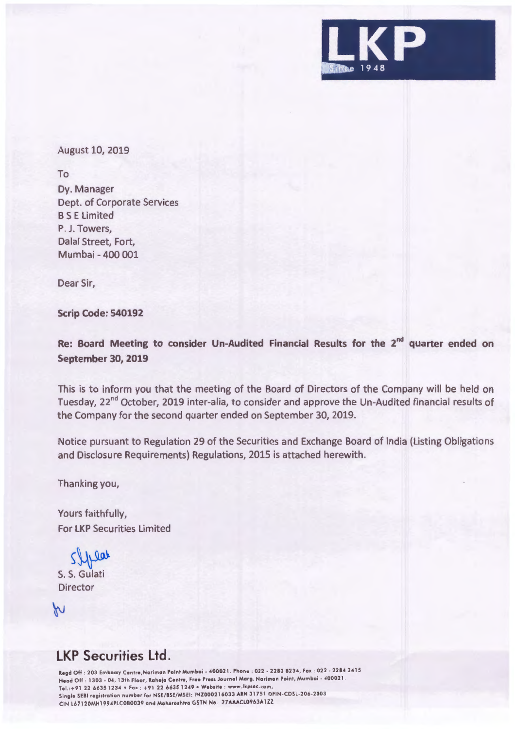LKP

Since 1948

August 10, 2019

To
Dy. Manager
Dept. of Corporate Services
B S E Limited
P. J. Towers,
Dalal Street, Fort,
Mumbai - 400 001

Dear Sir,

**Scrip Code: 540192**

**Re: Board Meeting to consider Un-Audited Financial Results for the 2nd quarter ended on September 30, 2019**

This is to inform you that the meeting of the Board of Directors of the Company will be held on Tuesday, 22nd October, 2019 inter-alia, to consider and approve the Un-Audited financial results of the Company for the second quarter ended on September 30, 2019.

Notice pursuant to Regulation 29 of the Securities and Exchange Board of India (Listing Obligations and Disclosure Requirements) Regulations, 2015 is attached herewith.

Thanking you,

Yours faithfully,
For LKP Securities Limited

S. S. Gulati
Director

## LKP Securities Ltd.

Regd Off : 203 Embassy Centre,Nariman Point Mumbai - 400021. Phone : 022 - 2282 8234, Fax : 022 - 2284 2415
Head Off : 1303 - 04, 13th Floor, Raheja Centre, Free Press Journal Marg, Nariman Point, Mumbai - 400021.
Tel.:+91 22 6635 1234 • Fax : +91 22 6635 1249 • Website : www.lkpsec.com,
Single SEBI registration number for NSE/BSE/MSEI: INZ000216033 ARN 31751 DPIN-CDSL-206-2003
CIN L67120MH1994PLC080039 and Maharashtra GSTN No. 27AAACL0963A1ZZ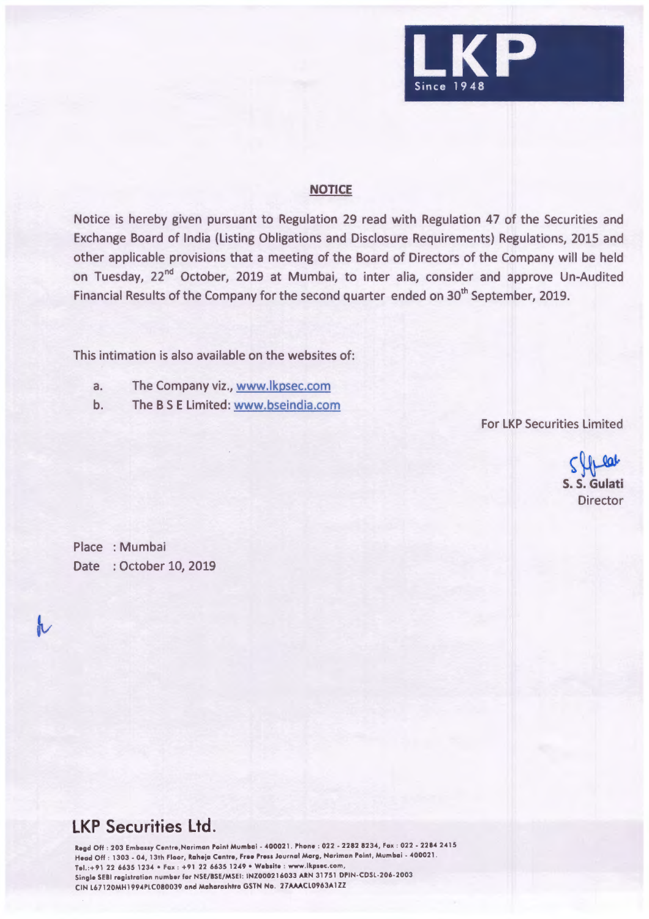LKP
Since 1948

## NOTICE

Notice is hereby given pursuant to Regulation 29 read with Regulation 47 of the Securities and Exchange Board of India (Listing Obligations and Disclosure Requirements) Regulations, 2015 and other applicable provisions that a meeting of the Board of Directors of the Company will be held on Tuesday, 22nd October, 2019 at Mumbai, to inter alia, consider and approve Un-Audited Financial Results of the Company for the second quarter ended on 30th September, 2019.

This intimation is also available on the websites of:

a. The Company viz., www.lkpsec.com
b. The B S E Limited: www.bseindia.com

For LKP Securities Limited

S. S. Gulati
Director

Place : Mumbai
Date : October 10, 2019

**LKP Securities Ltd.**

Regd Off : 203 Embassy Centre,Nariman Point Mumbai - 400021. Phone : 022 - 2282 8234, Fax : 022 - 2284 2415
Head Off : 1303 - 04, 13th Floor, Raheja Centre, Free Press Journal Marg, Nariman Point, Mumbai - 400021.
Tel.:+91 22 6635 1234 • Fax : +91 22 6635 1249 • Website : www.lkpsec.com,
Single SEBI registration number for NSE/BSE/MSEI: INZ000216033 ARN 31751 DPIN-CDSL-206-2003
CIN L67120MH1994PLC080039 and Maharashtra GSTN No. 27AAACL0963A1ZZ